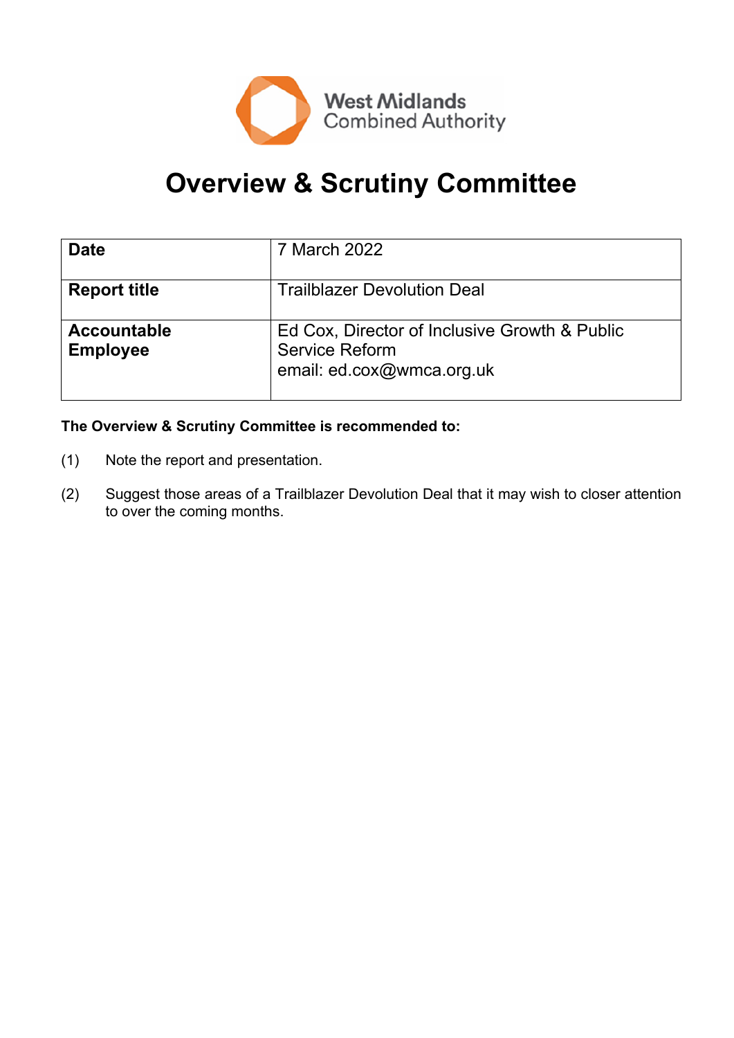West Midlands Combined Authority

# Overview & Scrutiny Committee

| | |
|---|---|
| **Date** | 7 March 2022 |
| **Report title** | Trailblazer Devolution Deal |
| **Accountable Employee** | Ed Cox, Director of Inclusive Growth & Public Service Reform<br>email: ed.cox@wmca.org.uk |

**The Overview & Scrutiny Committee is recommended to:**

(1) Note the report and presentation.

(2) Suggest those areas of a Trailblazer Devolution Deal that it may wish to closer attention to over the coming months.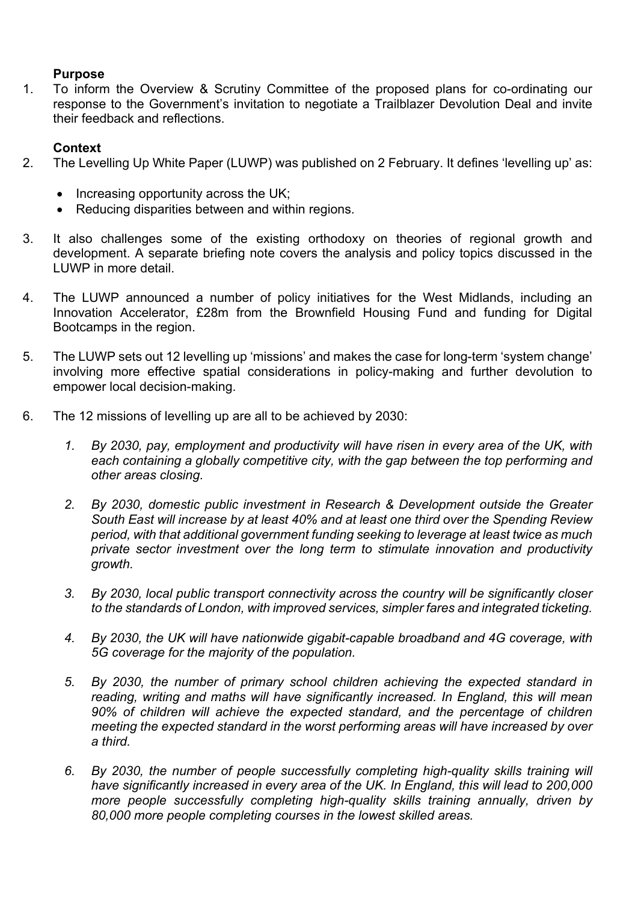## Purpose

1. To inform the Overview & Scrutiny Committee of the proposed plans for co-ordinating our response to the Government's invitation to negotiate a Trailblazer Devolution Deal and invite their feedback and reflections.

## Context

2. The Levelling Up White Paper (LUWP) was published on 2 February. It defines 'levelling up' as:

    - Increasing opportunity across the UK;
    - Reducing disparities between and within regions.

3. It also challenges some of the existing orthodoxy on theories of regional growth and development. A separate briefing note covers the analysis and policy topics discussed in the LUWP in more detail.

4. The LUWP announced a number of policy initiatives for the West Midlands, including an Innovation Accelerator, £28m from the Brownfield Housing Fund and funding for Digital Bootcamps in the region.

5. The LUWP sets out 12 levelling up 'missions' and makes the case for long-term 'system change' involving more effective spatial considerations in policy-making and further devolution to empower local decision-making.

6. The 12 missions of levelling up are all to be achieved by 2030:

    1. *By 2030, pay, employment and productivity will have risen in every area of the UK, with each containing a globally competitive city, with the gap between the top performing and other areas closing.*

    2. *By 2030, domestic public investment in Research & Development outside the Greater South East will increase by at least 40% and at least one third over the Spending Review period, with that additional government funding seeking to leverage at least twice as much private sector investment over the long term to stimulate innovation and productivity growth.*

    3. *By 2030, local public transport connectivity across the country will be significantly closer to the standards of London, with improved services, simpler fares and integrated ticketing.*

    4. *By 2030, the UK will have nationwide gigabit-capable broadband and 4G coverage, with 5G coverage for the majority of the population.*

    5. *By 2030, the number of primary school children achieving the expected standard in reading, writing and maths will have significantly increased. In England, this will mean 90% of children will achieve the expected standard, and the percentage of children meeting the expected standard in the worst performing areas will have increased by over a third.*

    6. *By 2030, the number of people successfully completing high-quality skills training will have significantly increased in every area of the UK. In England, this will lead to 200,000 more people successfully completing high-quality skills training annually, driven by 80,000 more people completing courses in the lowest skilled areas.*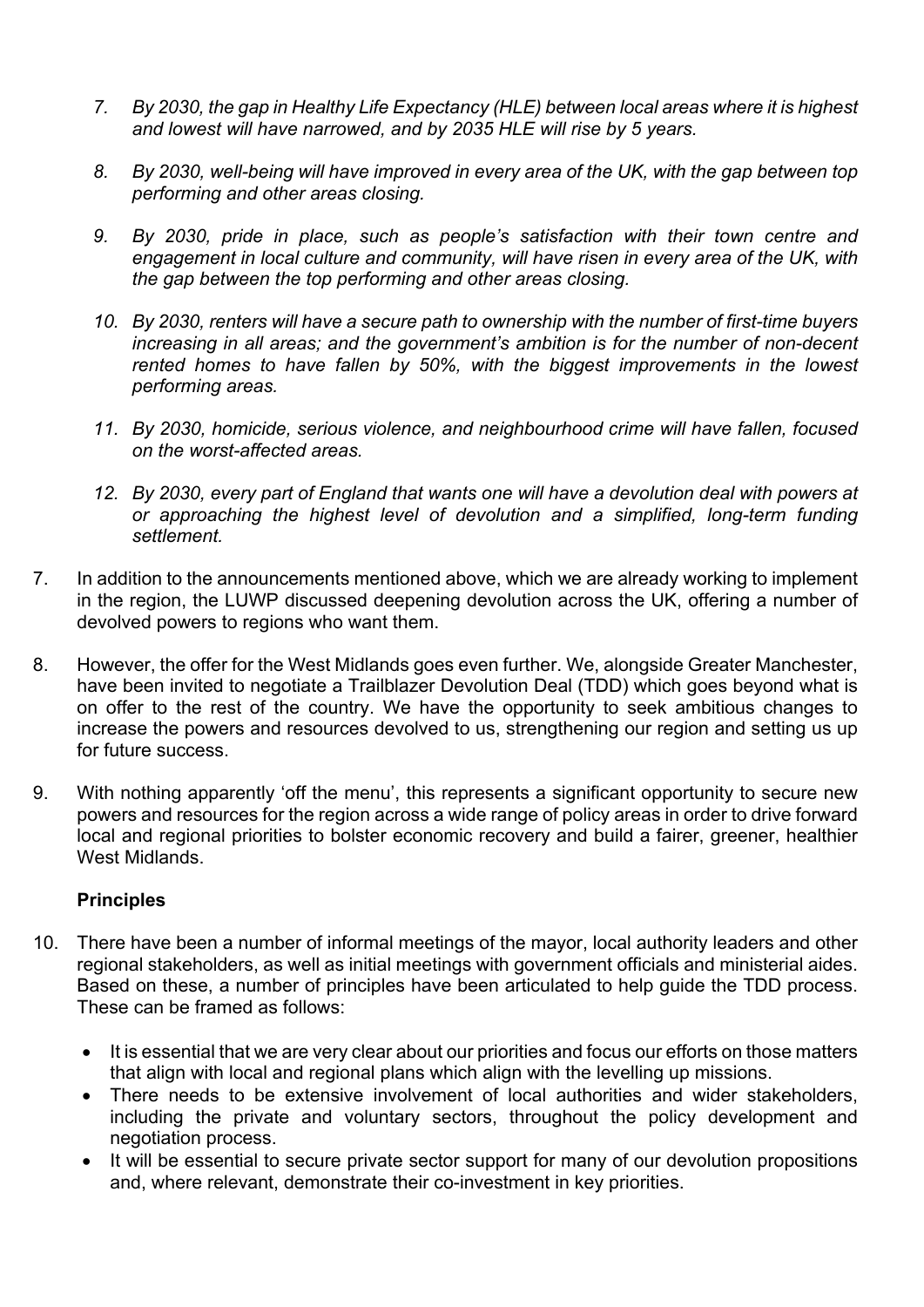*7. By 2030, the gap in Healthy Life Expectancy (HLE) between local areas where it is highest and lowest will have narrowed, and by 2035 HLE will rise by 5 years.*

*8. By 2030, well-being will have improved in every area of the UK, with the gap between top performing and other areas closing.*

*9. By 2030, pride in place, such as people's satisfaction with their town centre and engagement in local culture and community, will have risen in every area of the UK, with the gap between the top performing and other areas closing.*

*10. By 2030, renters will have a secure path to ownership with the number of first-time buyers increasing in all areas; and the government's ambition is for the number of non-decent rented homes to have fallen by 50%, with the biggest improvements in the lowest performing areas.*

*11. By 2030, homicide, serious violence, and neighbourhood crime will have fallen, focused on the worst-affected areas.*

*12. By 2030, every part of England that wants one will have a devolution deal with powers at or approaching the highest level of devolution and a simplified, long-term funding settlement.*

7. In addition to the announcements mentioned above, which we are already working to implement in the region, the LUWP discussed deepening devolution across the UK, offering a number of devolved powers to regions who want them.

8. However, the offer for the West Midlands goes even further. We, alongside Greater Manchester, have been invited to negotiate a Trailblazer Devolution Deal (TDD) which goes beyond what is on offer to the rest of the country. We have the opportunity to seek ambitious changes to increase the powers and resources devolved to us, strengthening our region and setting us up for future success.

9. With nothing apparently 'off the menu', this represents a significant opportunity to secure new powers and resources for the region across a wide range of policy areas in order to drive forward local and regional priorities to bolster economic recovery and build a fairer, greener, healthier West Midlands.

**Principles**

10. There have been a number of informal meetings of the mayor, local authority leaders and other regional stakeholders, as well as initial meetings with government officials and ministerial aides. Based on these, a number of principles have been articulated to help guide the TDD process. These can be framed as follows:

- It is essential that we are very clear about our priorities and focus our efforts on those matters that align with local and regional plans which align with the levelling up missions.
- There needs to be extensive involvement of local authorities and wider stakeholders, including the private and voluntary sectors, throughout the policy development and negotiation process.
- It will be essential to secure private sector support for many of our devolution propositions and, where relevant, demonstrate their co-investment in key priorities.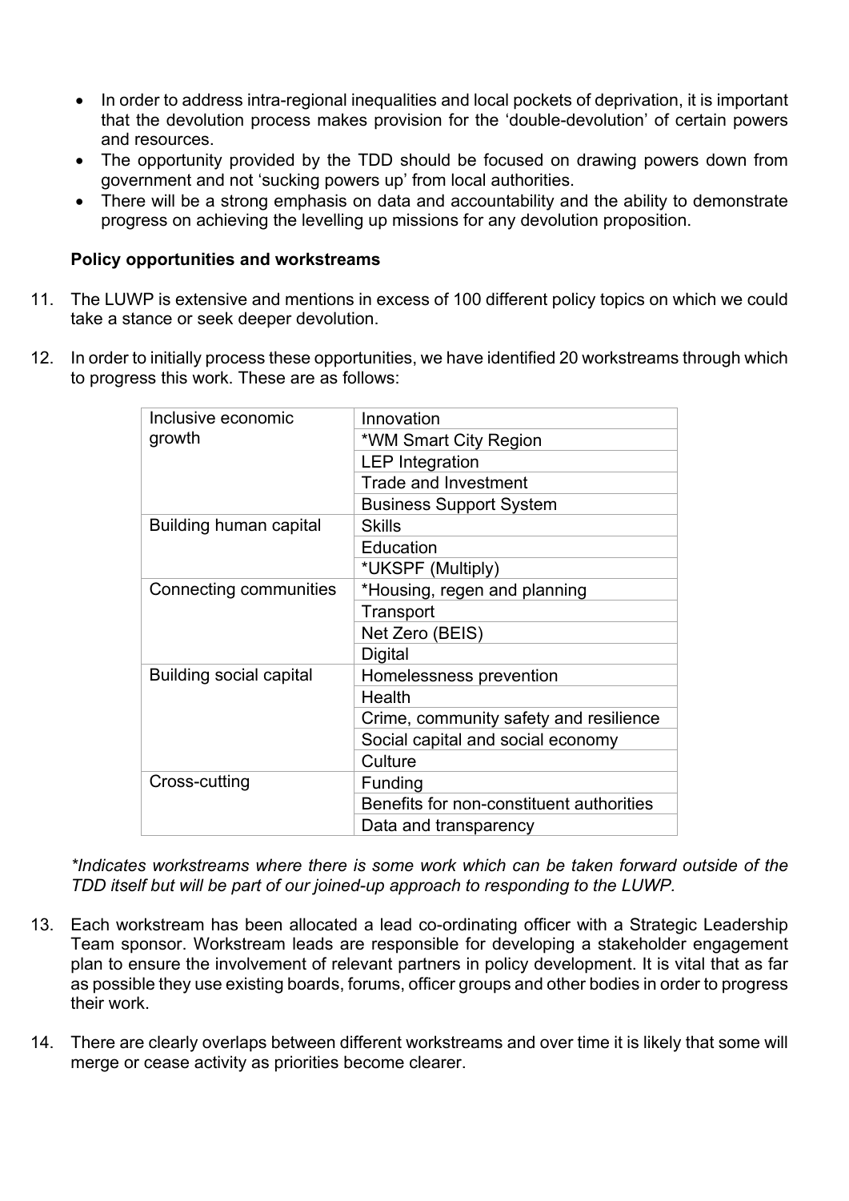- In order to address intra-regional inequalities and local pockets of deprivation, it is important that the devolution process makes provision for the 'double-devolution' of certain powers and resources.
- The opportunity provided by the TDD should be focused on drawing powers down from government and not 'sucking powers up' from local authorities.
- There will be a strong emphasis on data and accountability and the ability to demonstrate progress on achieving the levelling up missions for any devolution proposition.

**Policy opportunities and workstreams**

11. The LUWP is extensive and mentions in excess of 100 different policy topics on which we could take a stance or seek deeper devolution.

12. In order to initially process these opportunities, we have identified 20 workstreams through which to progress this work. These are as follows:

| | |
|---|---|
| Inclusive economic growth | Innovation |
| | *WM Smart City Region |
| | LEP Integration |
| | Trade and Investment |
| | Business Support System |
| Building human capital | Skills |
| | Education |
| | *UKSPF (Multiply) |
| Connecting communities | *Housing, regen and planning |
| | Transport |
| | Net Zero (BEIS) |
| | Digital |
| Building social capital | Homelessness prevention |
| | Health |
| | Crime, community safety and resilience |
| | Social capital and social economy |
| | Culture |
| Cross-cutting | Funding |
| | Benefits for non-constituent authorities |
| | Data and transparency |

*\*Indicates workstreams where there is some work which can be taken forward outside of the TDD itself but will be part of our joined-up approach to responding to the LUWP.*

13. Each workstream has been allocated a lead co-ordinating officer with a Strategic Leadership Team sponsor. Workstream leads are responsible for developing a stakeholder engagement plan to ensure the involvement of relevant partners in policy development. It is vital that as far as possible they use existing boards, forums, officer groups and other bodies in order to progress their work.

14. There are clearly overlaps between different workstreams and over time it is likely that some will merge or cease activity as priorities become clearer.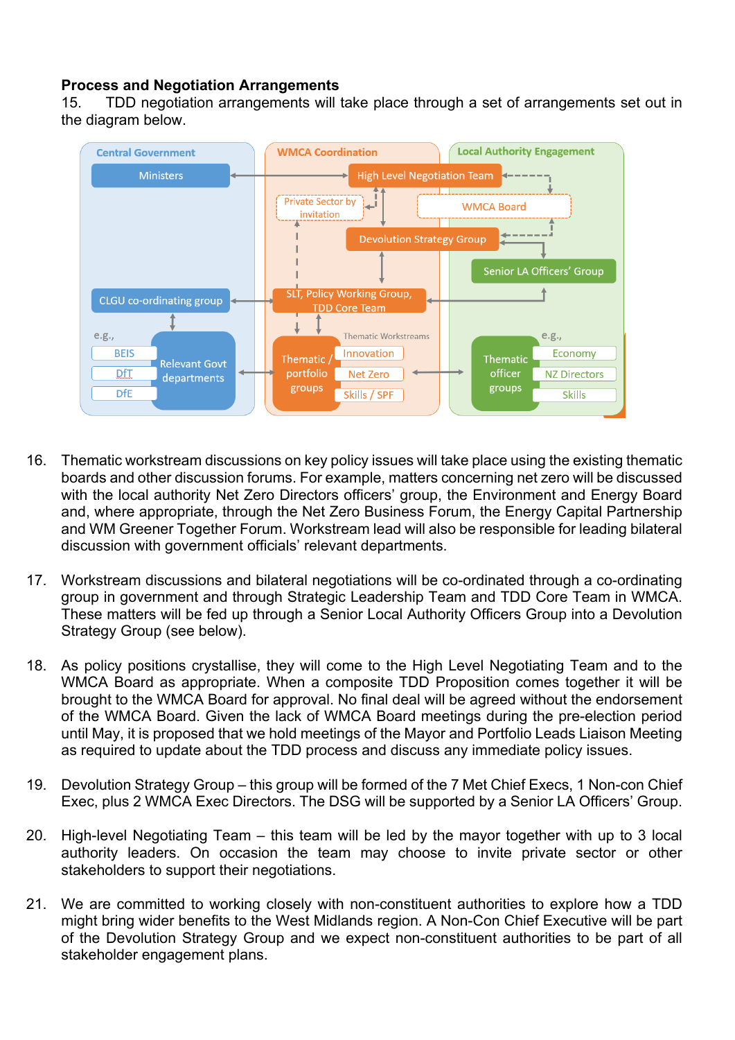**Process and Negotiation Arrangements**

15. TDD negotiation arrangements will take place through a set of arrangements set out in the diagram below.

Central Government

Ministers

CLGU co-ordinating group

e.g.,

BEIS

DfT

DfE

Relevant Govt departments

WMCA Coordination

High Level Negotiation Team

Private Sector by invitation

Devolution Strategy Group

SLT, Policy Working Group, TDD Core Team

Thematic Workstreams

Thematic / portfolio groups

Innovation

Net Zero

Skills / SPF

Local Authority Engagement

WMCA Board

Senior LA Officers' Group

e.g.,

Thematic officer groups

Economy

NZ Directors

Skills

16. Thematic workstream discussions on key policy issues will take place using the existing thematic boards and other discussion forums. For example, matters concerning net zero will be discussed with the local authority Net Zero Directors officers' group, the Environment and Energy Board and, where appropriate, through the Net Zero Business Forum, the Energy Capital Partnership and WM Greener Together Forum. Workstream lead will also be responsible for leading bilateral discussion with government officials' relevant departments.

17. Workstream discussions and bilateral negotiations will be co-ordinated through a co-ordinating group in government and through Strategic Leadership Team and TDD Core Team in WMCA. These matters will be fed up through a Senior Local Authority Officers Group into a Devolution Strategy Group (see below).

18. As policy positions crystallise, they will come to the High Level Negotiating Team and to the WMCA Board as appropriate. When a composite TDD Proposition comes together it will be brought to the WMCA Board for approval. No final deal will be agreed without the endorsement of the WMCA Board. Given the lack of WMCA Board meetings during the pre-election period until May, it is proposed that we hold meetings of the Mayor and Portfolio Leads Liaison Meeting as required to update about the TDD process and discuss any immediate policy issues.

19. Devolution Strategy Group – this group will be formed of the 7 Met Chief Execs, 1 Non-con Chief Exec, plus 2 WMCA Exec Directors. The DSG will be supported by a Senior LA Officers' Group.

20. High-level Negotiating Team – this team will be led by the mayor together with up to 3 local authority leaders. On occasion the team may choose to invite private sector or other stakeholders to support their negotiations.

21. We are committed to working closely with non-constituent authorities to explore how a TDD might bring wider benefits to the West Midlands region. A Non-Con Chief Executive will be part of the Devolution Strategy Group and we expect non-constituent authorities to be part of all stakeholder engagement plans.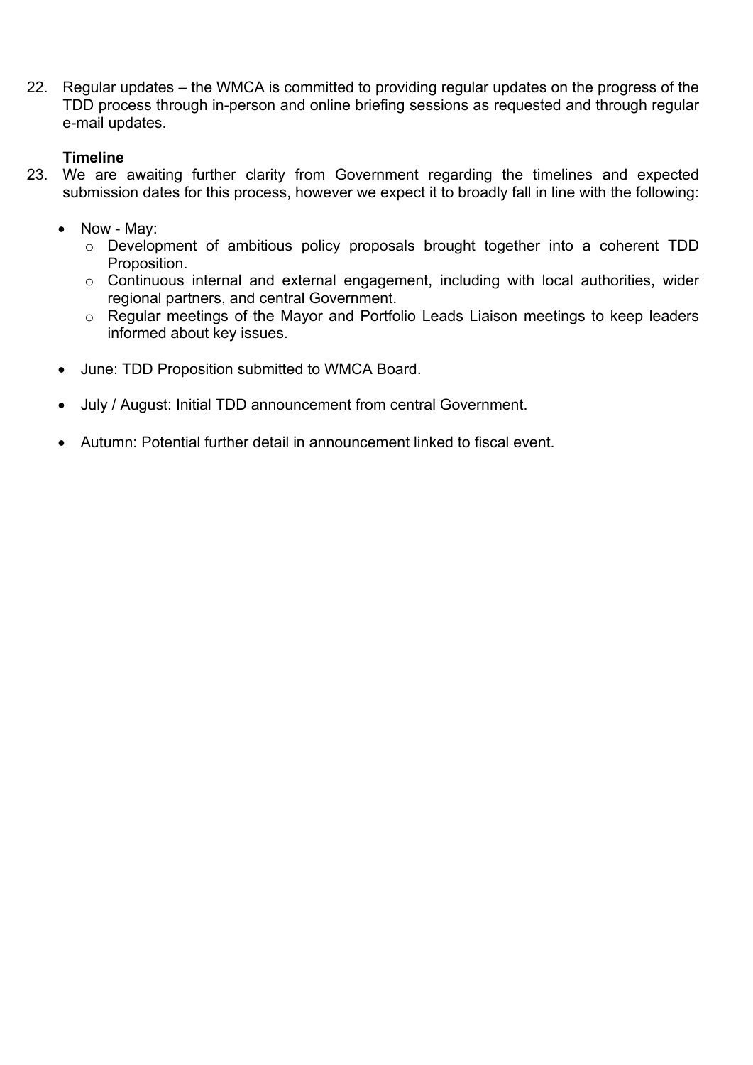22. Regular updates – the WMCA is committed to providing regular updates on the progress of the TDD process through in-person and online briefing sessions as requested and through regular e-mail updates.

**Timeline**

23. We are awaiting further clarity from Government regarding the timelines and expected submission dates for this process, however we expect it to broadly fall in line with the following:

    - Now - May:
        - Development of ambitious policy proposals brought together into a coherent TDD Proposition.
        - Continuous internal and external engagement, including with local authorities, wider regional partners, and central Government.
        - Regular meetings of the Mayor and Portfolio Leads Liaison meetings to keep leaders informed about key issues.
    - June: TDD Proposition submitted to WMCA Board.
    - July / August: Initial TDD announcement from central Government.
    - Autumn: Potential further detail in announcement linked to fiscal event.